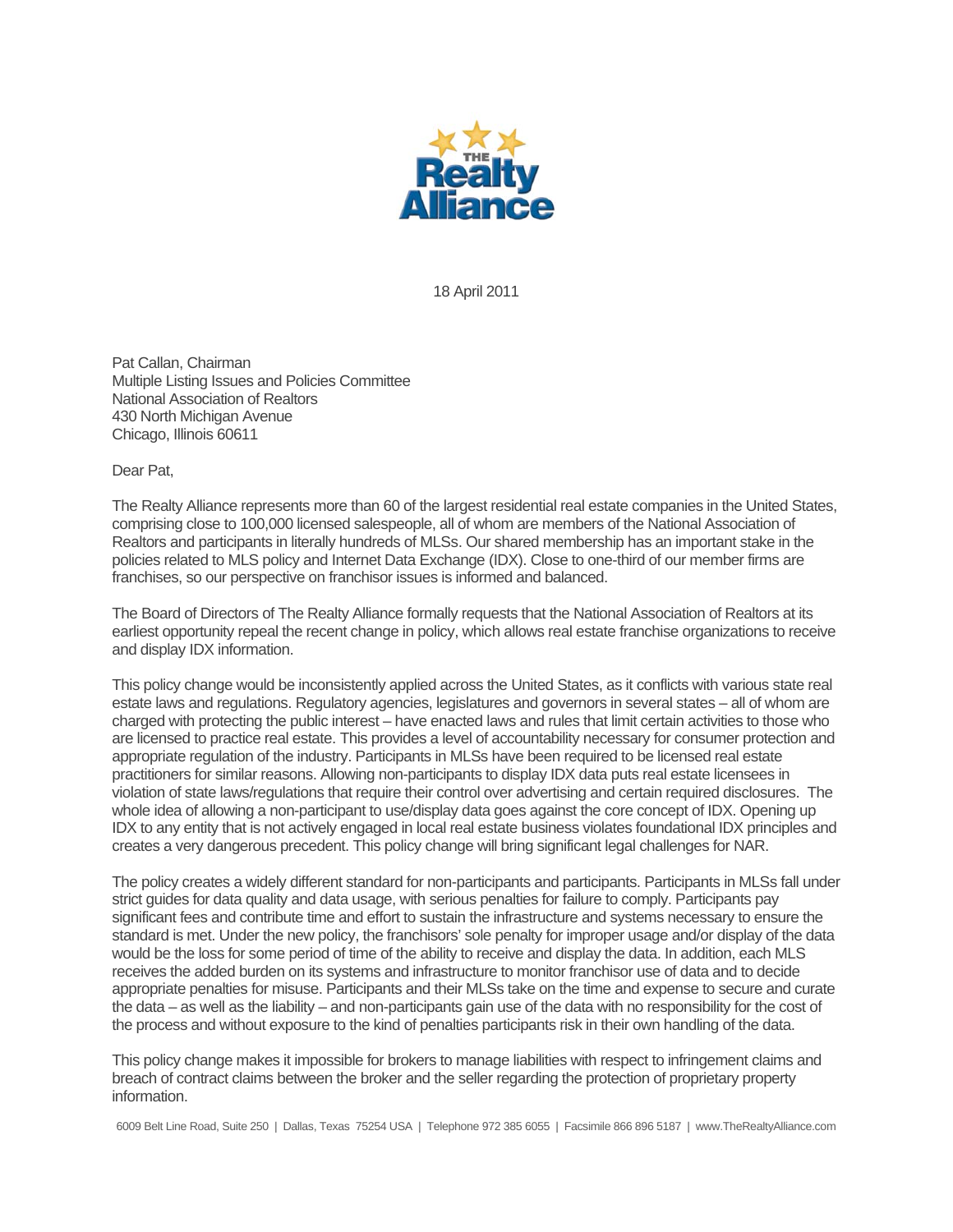18 April 2011

Pat Callan, Chairman
Multiple Listing Issues and Policies Committee
National Association of Realtors
430 North Michigan Avenue
Chicago, Illinois 60611

Dear Pat,

The Realty Alliance represents more than 60 of the largest residential real estate companies in the United States, comprising close to 100,000 licensed salespeople, all of whom are members of the National Association of Realtors and participants in literally hundreds of MLSs. Our shared membership has an important stake in the policies related to MLS policy and Internet Data Exchange (IDX). Close to one-third of our member firms are franchises, so our perspective on franchisor issues is informed and balanced.

The Board of Directors of The Realty Alliance formally requests that the National Association of Realtors at its earliest opportunity repeal the recent change in policy, which allows real estate franchise organizations to receive and display IDX information.

This policy change would be inconsistently applied across the United States, as it conflicts with various state real estate laws and regulations. Regulatory agencies, legislatures and governors in several states – all of whom are charged with protecting the public interest – have enacted laws and rules that limit certain activities to those who are licensed to practice real estate. This provides a level of accountability necessary for consumer protection and appropriate regulation of the industry. Participants in MLSs have been required to be licensed real estate practitioners for similar reasons. Allowing non-participants to display IDX data puts real estate licensees in violation of state laws/regulations that require their control over advertising and certain required disclosures. The whole idea of allowing a non-participant to use/display data goes against the core concept of IDX. Opening up IDX to any entity that is not actively engaged in local real estate business violates foundational IDX principles and creates a very dangerous precedent. This policy change will bring significant legal challenges for NAR.

The policy creates a widely different standard for non-participants and participants. Participants in MLSs fall under strict guides for data quality and data usage, with serious penalties for failure to comply. Participants pay significant fees and contribute time and effort to sustain the infrastructure and systems necessary to ensure the standard is met. Under the new policy, the franchisors' sole penalty for improper usage and/or display of the data would be the loss for some period of time of the ability to receive and display the data. In addition, each MLS receives the added burden on its systems and infrastructure to monitor franchisor use of data and to decide appropriate penalties for misuse. Participants and their MLSs take on the time and expense to secure and curate the data – as well as the liability – and non-participants gain use of the data with no responsibility for the cost of the process and without exposure to the kind of penalties participants risk in their own handling of the data.

This policy change makes it impossible for brokers to manage liabilities with respect to infringement claims and breach of contract claims between the broker and the seller regarding the protection of proprietary property information.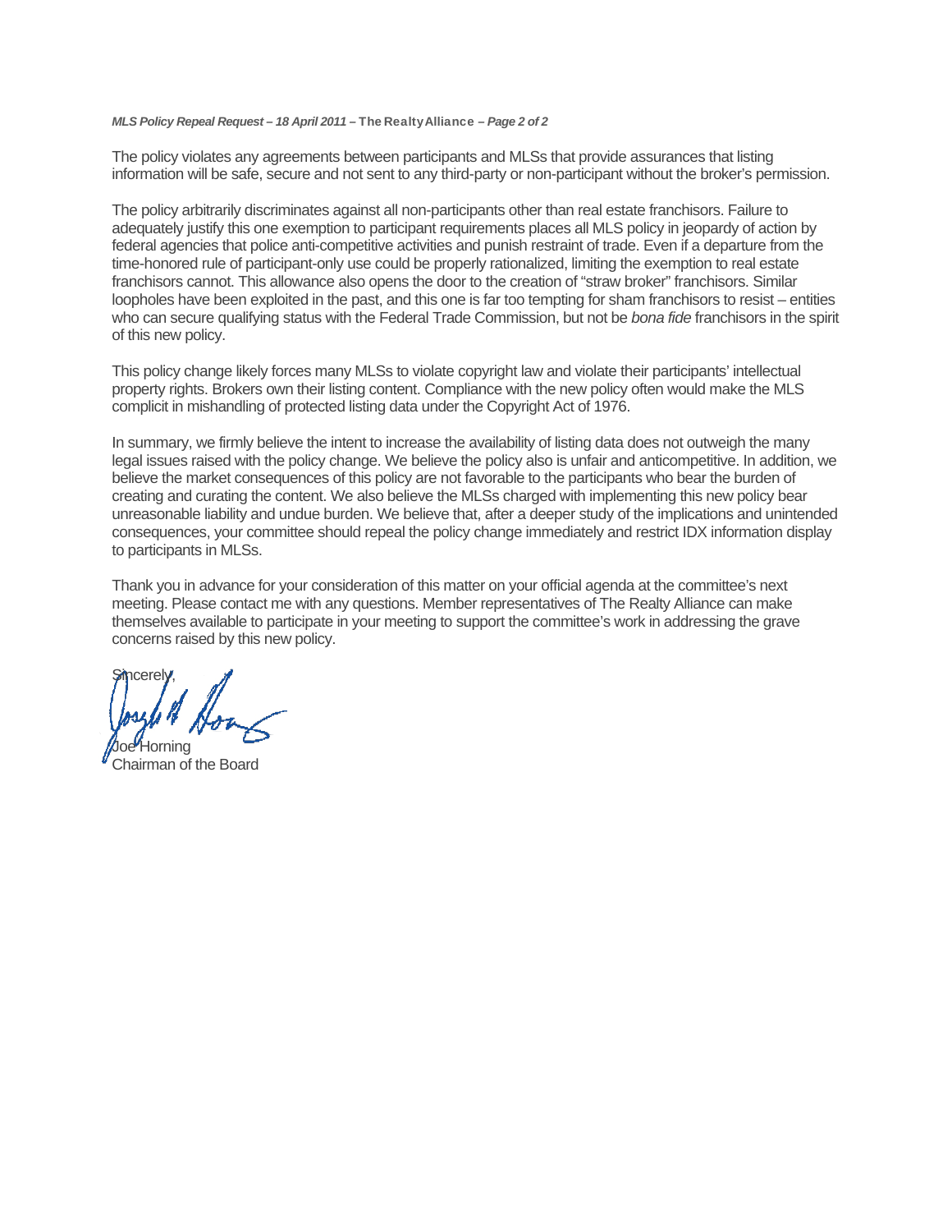The policy violates any agreements between participants and MLSs that provide assurances that listing information will be safe, secure and not sent to any third-party or non-participant without the broker's permission.

The policy arbitrarily discriminates against all non-participants other than real estate franchisors. Failure to adequately justify this one exemption to participant requirements places all MLS policy in jeopardy of action by federal agencies that police anti-competitive activities and punish restraint of trade. Even if a departure from the time-honored rule of participant-only use could be properly rationalized, limiting the exemption to real estate franchisors cannot. This allowance also opens the door to the creation of "straw broker" franchisors. Similar loopholes have been exploited in the past, and this one is far too tempting for sham franchisors to resist – entities who can secure qualifying status with the Federal Trade Commission, but not be *bona fide* franchisors in the spirit of this new policy.

This policy change likely forces many MLSs to violate copyright law and violate their participants' intellectual property rights. Brokers own their listing content. Compliance with the new policy often would make the MLS complicit in mishandling of protected listing data under the Copyright Act of 1976.

In summary, we firmly believe the intent to increase the availability of listing data does not outweigh the many legal issues raised with the policy change. We believe the policy also is unfair and anticompetitive. In addition, we believe the market consequences of this policy are not favorable to the participants who bear the burden of creating and curating the content. We also believe the MLSs charged with implementing this new policy bear unreasonable liability and undue burden. We believe that, after a deeper study of the implications and unintended consequences, your committee should repeal the policy change immediately and restrict IDX information display to participants in MLSs.

Thank you in advance for your consideration of this matter on your official agenda at the committee's next meeting. Please contact me with any questions. Member representatives of The Realty Alliance can make themselves available to participate in your meeting to support the committee's work in addressing the grave concerns raised by this new policy.

Sincerely,

Joe Horning
Chairman of the Board